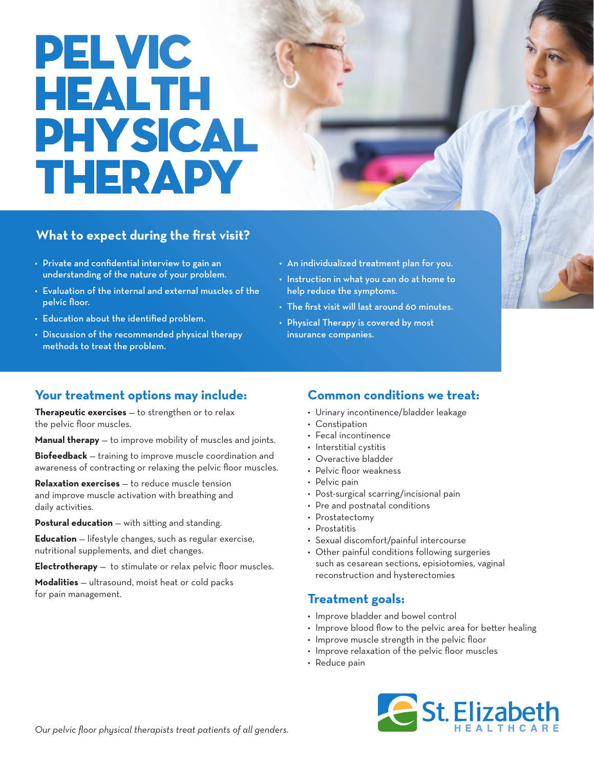# PELVIC HEALTH PHYSICAL THERAPY

## What to expect during the first visit?

- Private and confidential interview to gain an understanding of the nature of your problem.
- Evaluation of the internal and external muscles of the pelvic floor.
- Education about the identified problem.
- Discussion of the recommended physical therapy methods to treat the problem.
- An individualized treatment plan for you.
- Instruction in what you can do at home to help reduce the symptoms.
- The first visit will last around 60 minutes.
- Physical Therapy is covered by most insurance companies.

## Your treatment options may include:

**Therapeutic exercises** — to strengthen or to relax the pelvic floor muscles.

**Manual therapy** — to improve mobility of muscles and joints.

**Biofeedback** — training to improve muscle coordination and awareness of contracting or relaxing the pelvic floor muscles.

**Relaxation exercises** — to reduce muscle tension and improve muscle activation with breathing and daily activities.

**Postural education** — with sitting and standing.

**Education** — lifestyle changes, such as regular exercise, nutritional supplements, and diet changes.

**Electrotherapy** — to stimulate or relax pelvic floor muscles.

**Modalities** — ultrasound, moist heat or cold packs for pain management.

## Common conditions we treat:

- Urinary incontinence/bladder leakage
- Constipation
- Fecal incontinence
- Interstitial cystitis
- Overactive bladder
- Pelvic floor weakness
- Pelvic pain
- Post-surgical scarring/incisional pain
- Pre and postnatal conditions
- Prostatectomy
- Prostatitis
- Sexual discomfort/painful intercourse
- Other painful conditions following surgeries such as cesarean sections, episiotomies, vaginal reconstruction and hysterectomies

## Treatment goals:

- Improve bladder and bowel control
- Improve blood flow to the pelvic area for better healing
- Improve muscle strength in the pelvic floor
- Improve relaxation of the pelvic floor muscles
- Reduce pain

*Our pelvic floor physical therapists treat patients of all genders.*

St. Elizabeth HEALTHCARE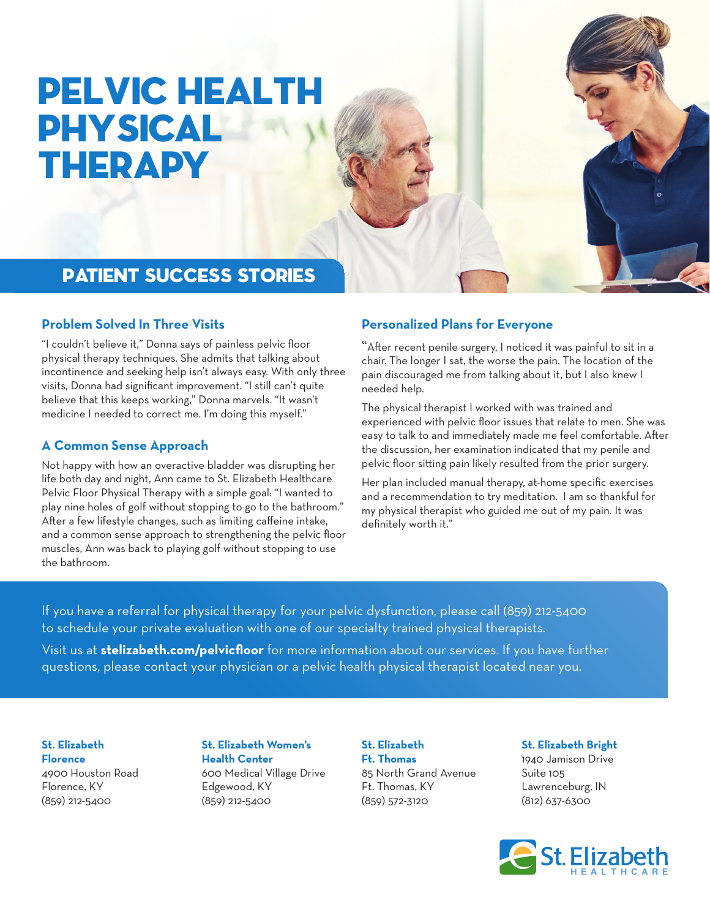# PELVIC HEALTH PHYSICAL THERAPY

## PATIENT SUCCESS STORIES

### Problem Solved In Three Visits

"I couldn't believe it," Donna says of painless pelvic floor physical therapy techniques. She admits that talking about incontinence and seeking help isn't always easy. With only three visits, Donna had significant improvement. "I still can't quite believe that this keeps working," Donna marvels. "It wasn't medicine I needed to correct me. I'm doing this myself."

### A Common Sense Approach

Not happy with how an overactive bladder was disrupting her life both day and night, Ann came to St. Elizabeth Healthcare Pelvic Floor Physical Therapy with a simple goal: "I wanted to play nine holes of golf without stopping to go to the bathroom." After a few lifestyle changes, such as limiting caffeine intake, and a common sense approach to strengthening the pelvic floor muscles, Ann was back to playing golf without stopping to use the bathroom.

### Personalized Plans for Everyone

"After recent penile surgery, I noticed it was painful to sit in a chair. The longer I sat, the worse the pain. The location of the pain discouraged me from talking about it, but I also knew I needed help.

The physical therapist I worked with was trained and experienced with pelvic floor issues that relate to men. She was easy to talk to and immediately made me feel comfortable. After the discussion, her examination indicated that my penile and pelvic floor sitting pain likely resulted from the prior surgery.

Her plan included manual therapy, at-home specific exercises and a recommendation to try meditation. I am so thankful for my physical therapist who guided me out of my pain. It was definitely worth it."

If you have a referral for physical therapy for your pelvic dysfunction, please call (859) 212-5400 to schedule your private evaluation with one of our specialty trained physical therapists.

Visit us at **stelizabeth.com/pelvicfloor** for more information about our services. If you have further questions, please contact your physician or a pelvic health physical therapist located near you.

**St. Elizabeth Florence**
4900 Houston Road
Florence, KY
(859) 212-5400

**St. Elizabeth Women's Health Center**
600 Medical Village Drive
Edgewood, KY
(859) 212-5400

**St. Elizabeth Ft. Thomas**
85 North Grand Avenue
Ft. Thomas, KY
(859) 572-3120

**St. Elizabeth Bright**
1940 Jamison Drive
Suite 105
Lawrenceburg, IN
(812) 637-6300

St. Elizabeth HEALTHCARE